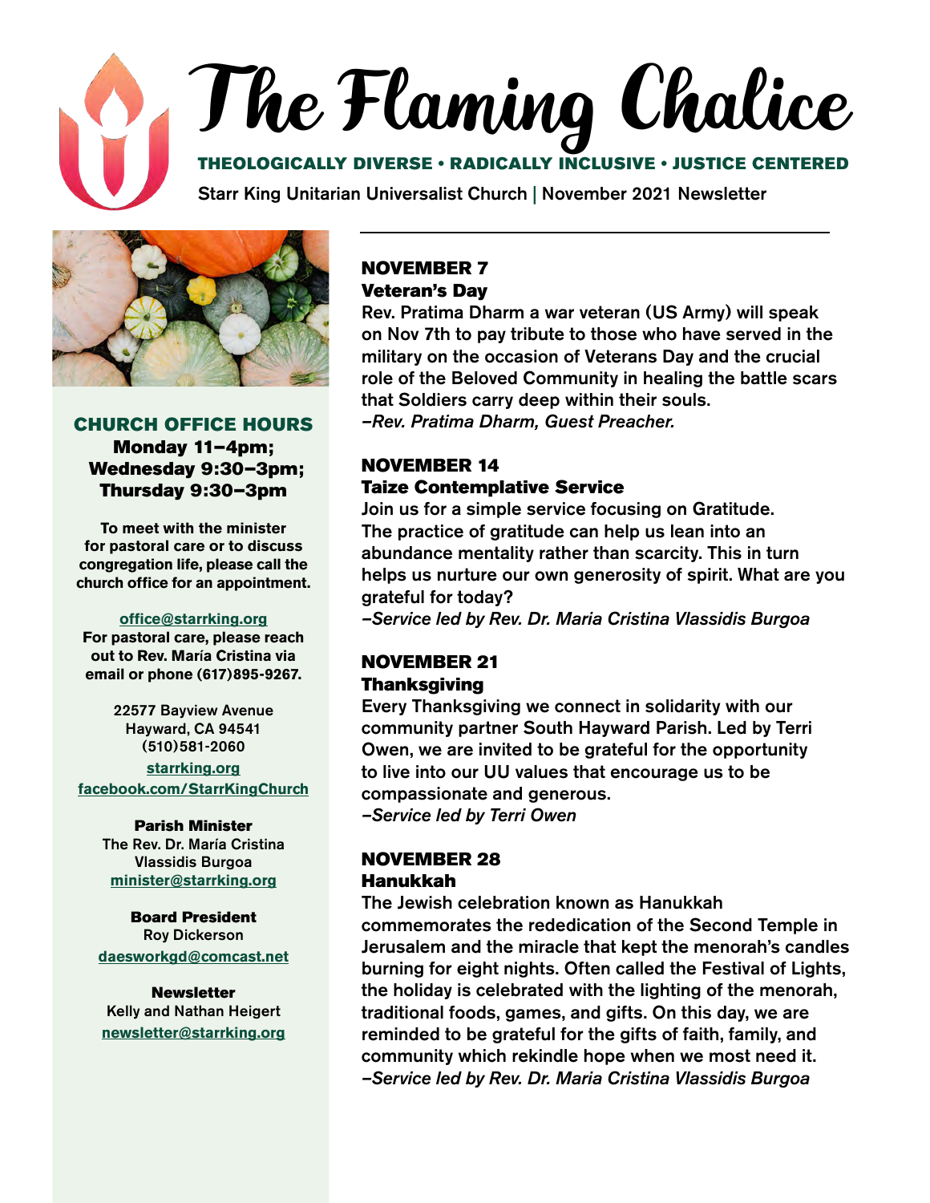# The Flaming Chalice

**THEOLOGICALLY DIVERSE • RADICALLY INCLUSIVE • JUSTICE CENTERED**

**Starr King Unitarian Universalist Church | November 2021 Newsletter**

## NOVEMBER 7
### Veteran's Day

Rev. Pratima Dharm a war veteran (US Army) will speak on Nov 7th to pay tribute to those who have served in the military on the occasion of Veterans Day and the crucial role of the Beloved Community in healing the battle scars that Soldiers carry deep within their souls.
*–Rev. Pratima Dharm, Guest Preacher.*

## NOVEMBER 14
### Taize Contemplative Service

Join us for a simple service focusing on Gratitude. The practice of gratitude can help us lean into an abundance mentality rather than scarcity. This in turn helps us nurture our own generosity of spirit. What are you grateful for today?
*–Service led by Rev. Dr. Maria Cristina Vlassidis Burgoa*

## NOVEMBER 21
### Thanksgiving

Every Thanksgiving we connect in solidarity with our community partner South Hayward Parish. Led by Terri Owen, we are invited to be grateful for the opportunity to live into our UU values that encourage us to be compassionate and generous.
*–Service led by Terri Owen*

## NOVEMBER 28
### Hanukkah

The Jewish celebration known as Hanukkah commemorates the rededication of the Second Temple in Jerusalem and the miracle that kept the menorah's candles burning for eight nights. Often called the Festival of Lights, the holiday is celebrated with the lighting of the menorah, traditional foods, games, and gifts. On this day, we are reminded to be grateful for the gifts of faith, family, and community which rekindle hope when we most need it.
*–Service led by Rev. Dr. Maria Cristina Vlassidis Burgoa*

---

## CHURCH OFFICE HOURS

**Monday 11–4pm;**
**Wednesday 9:30–3pm;**
**Thursday 9:30–3pm**

**To meet with the minister for pastoral care or to discuss congregation life, please call the church office for an appointment.**

office@starrking.org
**For pastoral care, please reach out to Rev. María Cristina via email or phone (617)895-9267.**

22577 Bayview Avenue
Hayward, CA 94541
(510)581-2060
starrking.org
facebook.com/StarrKingChurch

**Parish Minister**
The Rev. Dr. María Cristina Vlassidis Burgoa
minister@starrking.org

**Board President**
Roy Dickerson
daesworkgd@comcast.net

**Newsletter**
Kelly and Nathan Heigert
newsletter@starrking.org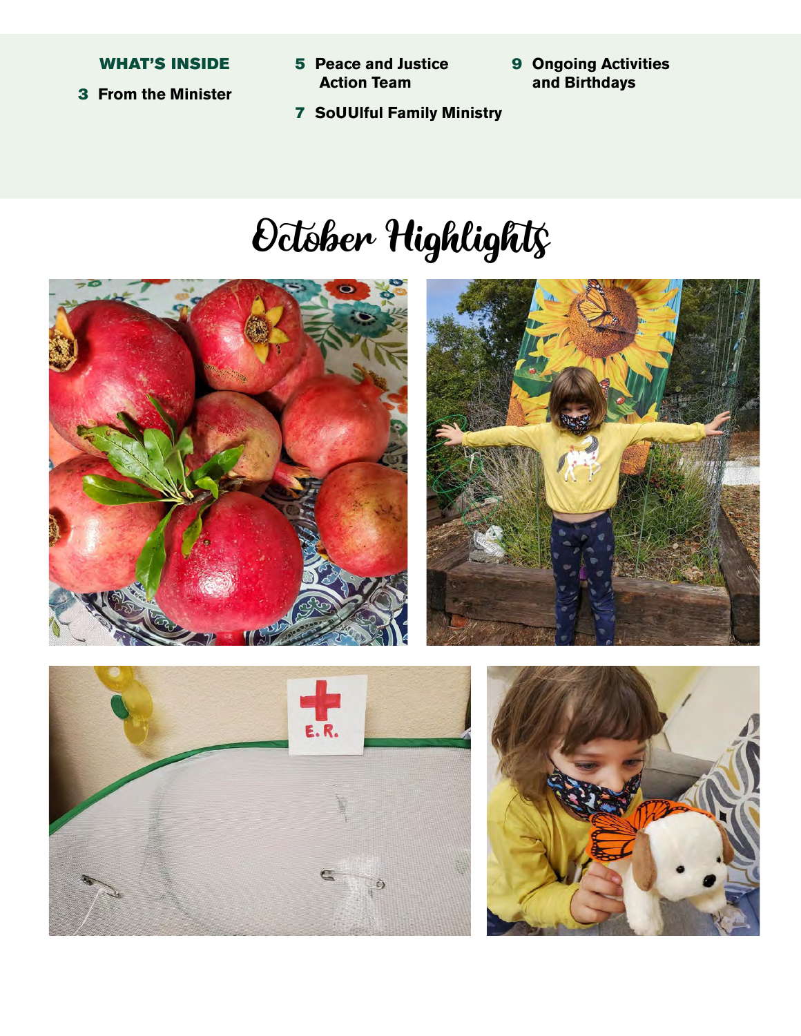**WHAT'S INSIDE**

- **3** From the Minister
- **5** Peace and Justice Action Team
- **7** SoUUlful Family Ministry
- **9** Ongoing Activities and Birthdays

# October Highlights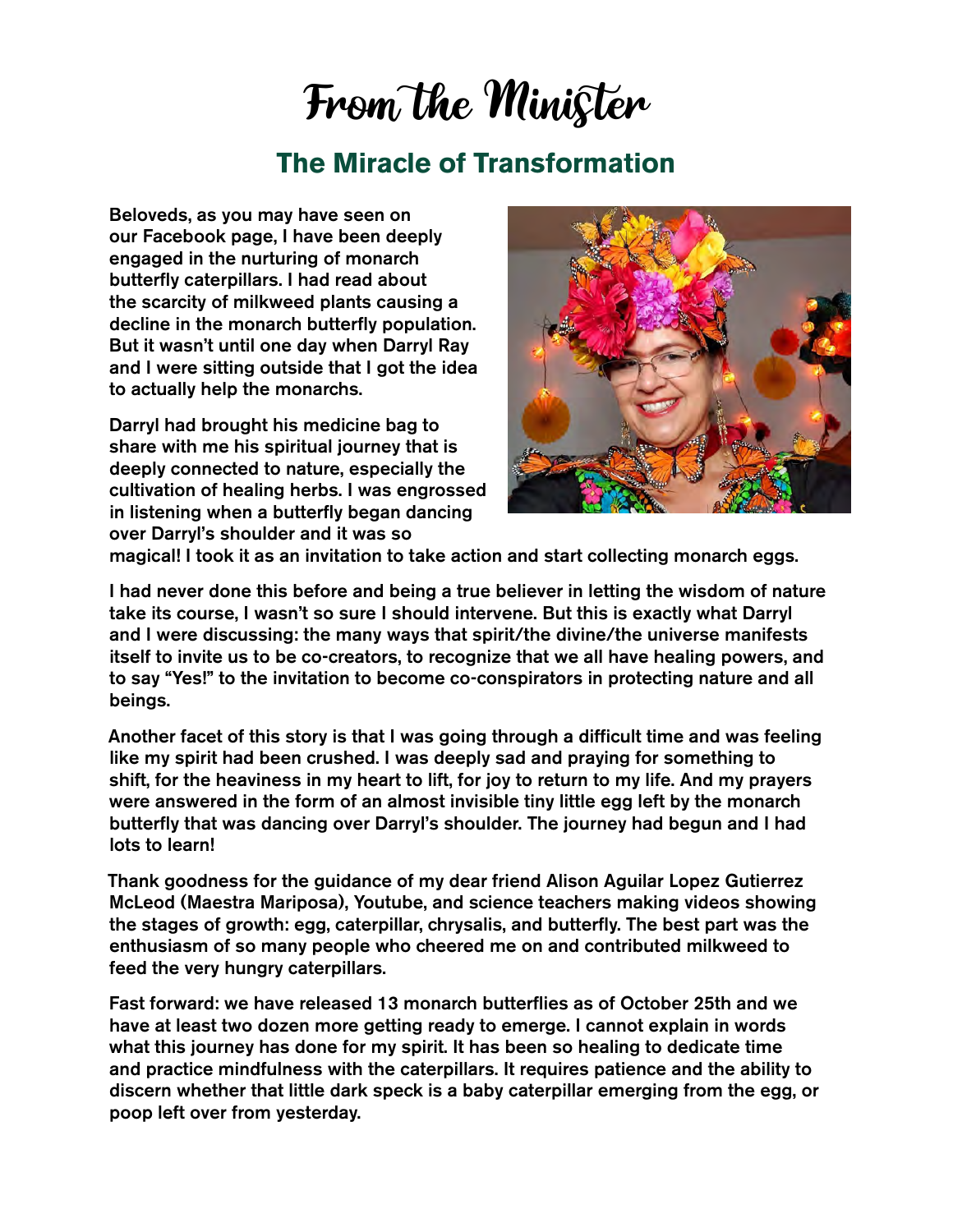# From the Minister

## The Miracle of Transformation

Beloveds, as you may have seen on our Facebook page, I have been deeply engaged in the nurturing of monarch butterfly caterpillars. I had read about the scarcity of milkweed plants causing a decline in the monarch butterfly population. But it wasn't until one day when Darryl Ray and I were sitting outside that I got the idea to actually help the monarchs.

Darryl had brought his medicine bag to share with me his spiritual journey that is deeply connected to nature, especially the cultivation of healing herbs. I was engrossed in listening when a butterfly began dancing over Darryl's shoulder and it was so magical! I took it as an invitation to take action and start collecting monarch eggs.

I had never done this before and being a true believer in letting the wisdom of nature take its course, I wasn't so sure I should intervene. But this is exactly what Darryl and I were discussing: the many ways that spirit/the divine/the universe manifests itself to invite us to be co-creators, to recognize that we all have healing powers, and to say "Yes!" to the invitation to become co-conspirators in protecting nature and all beings.

Another facet of this story is that I was going through a difficult time and was feeling like my spirit had been crushed. I was deeply sad and praying for something to shift, for the heaviness in my heart to lift, for joy to return to my life. And my prayers were answered in the form of an almost invisible tiny little egg left by the monarch butterfly that was dancing over Darryl's shoulder. The journey had begun and I had lots to learn!

Thank goodness for the guidance of my dear friend Alison Aguilar Lopez Gutierrez McLeod (Maestra Mariposa), Youtube, and science teachers making videos showing the stages of growth: egg, caterpillar, chrysalis, and butterfly. The best part was the enthusiasm of so many people who cheered me on and contributed milkweed to feed the very hungry caterpillars.

Fast forward: we have released 13 monarch butterflies as of October 25th and we have at least two dozen more getting ready to emerge. I cannot explain in words what this journey has done for my spirit. It has been so healing to dedicate time and practice mindfulness with the caterpillars. It requires patience and the ability to discern whether that little dark speck is a baby caterpillar emerging from the egg, or poop left over from yesterday.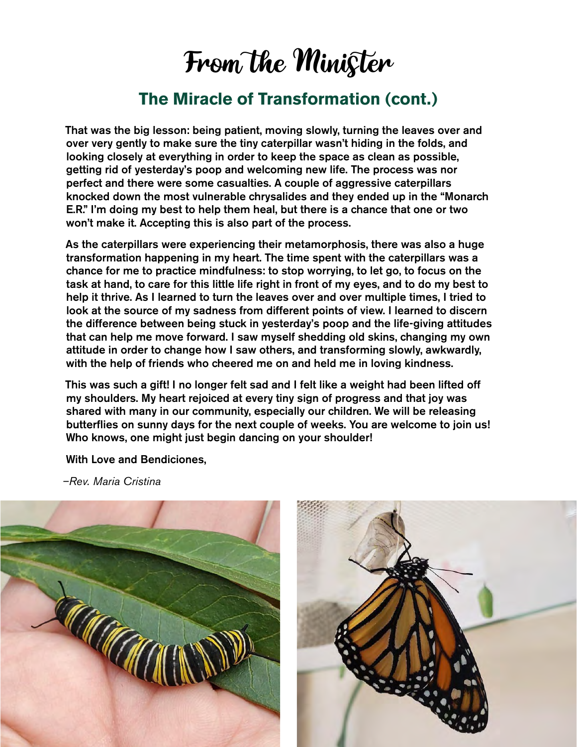# From the Minister

## The Miracle of Transformation (cont.)

**That was the big lesson: being patient, moving slowly, turning the leaves over and over very gently to make sure the tiny caterpillar wasn't hiding in the folds, and looking closely at everything in order to keep the space as clean as possible, getting rid of yesterday's poop and welcoming new life. The process was nor perfect and there were some casualties. A couple of aggressive caterpillars knocked down the most vulnerable chrysalides and they ended up in the "Monarch E.R." I'm doing my best to help them heal, but there is a chance that one or two won't make it. Accepting this is also part of the process.**

**As the caterpillars were experiencing their metamorphosis, there was also a huge transformation happening in my heart. The time spent with the caterpillars was a chance for me to practice mindfulness: to stop worrying, to let go, to focus on the task at hand, to care for this little life right in front of my eyes, and to do my best to help it thrive. As I learned to turn the leaves over and over multiple times, I tried to look at the source of my sadness from different points of view. I learned to discern the difference between being stuck in yesterday's poop and the life-giving attitudes that can help me move forward. I saw myself shedding old skins, changing my own attitude in order to change how I saw others, and transforming slowly, awkwardly, with the help of friends who cheered me on and held me in loving kindness.**

**This was such a gift! I no longer felt sad and I felt like a weight had been lifted off my shoulders. My heart rejoiced at every tiny sign of progress and that joy was shared with many in our community, especially our children. We will be releasing butterflies on sunny days for the next couple of weeks. You are welcome to join us! Who knows, one might just begin dancing on your shoulder!**

**With Love and Bendiciones,**

*–Rev. Maria Cristina*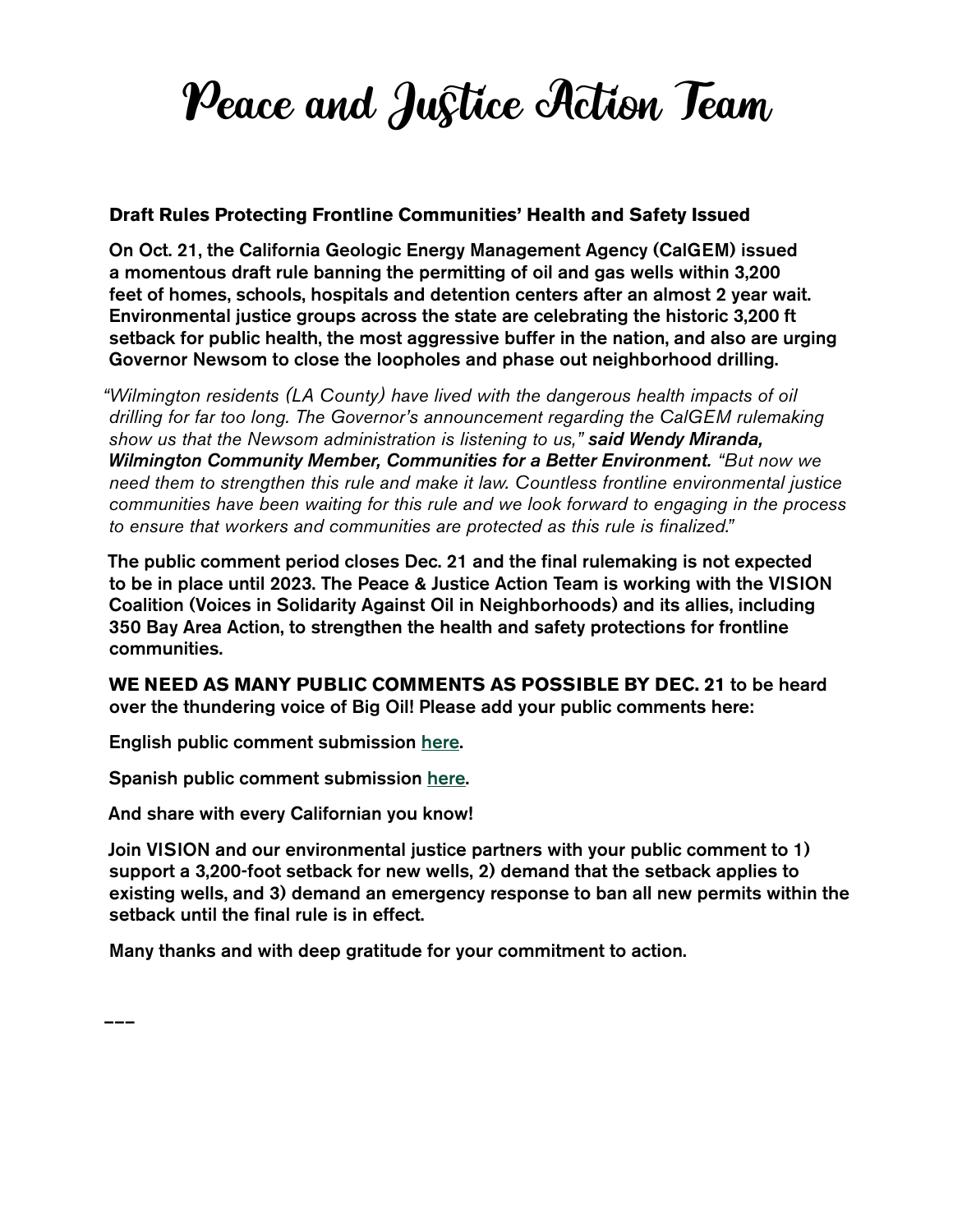# Peace and Justice Action Team

**Draft Rules Protecting Frontline Communities' Health and Safety Issued**

On Oct. 21, the California Geologic Energy Management Agency (CalGEM) issued a momentous draft rule banning the permitting of oil and gas wells within 3,200 feet of homes, schools, hospitals and detention centers after an almost 2 year wait. Environmental justice groups across the state are celebrating the historic 3,200 ft setback for public health, the most aggressive buffer in the nation, and also are urging Governor Newsom to close the loopholes and phase out neighborhood drilling.

*"Wilmington residents (LA County) have lived with the dangerous health impacts of oil drilling for far too long. The Governor's announcement regarding the CalGEM rulemaking show us that the Newsom administration is listening to us,"* ***said Wendy Miranda, Wilmington Community Member, Communities for a Better Environment.*** *"But now we need them to strengthen this rule and make it law. Countless frontline environmental justice communities have been waiting for this rule and we look forward to engaging in the process to ensure that workers and communities are protected as this rule is finalized."*

The public comment period closes Dec. 21 and the final rulemaking is not expected to be in place until 2023. The Peace & Justice Action Team is working with the VISION Coalition (Voices in Solidarity Against Oil in Neighborhoods) and its allies, including 350 Bay Area Action, to strengthen the health and safety protections for frontline communities.

**WE NEED AS MANY PUBLIC COMMENTS AS POSSIBLE BY DEC. 21** to be heard over the thundering voice of Big Oil! Please add your public comments here:

English public comment submission here.

Spanish public comment submission here.

And share with every Californian you know!

Join VISION and our environmental justice partners with your public comment to 1) support a 3,200-foot setback for new wells, 2) demand that the setback applies to existing wells, and 3) demand an emergency response to ban all new permits within the setback until the final rule is in effect.

Many thanks and with deep gratitude for your commitment to action.

---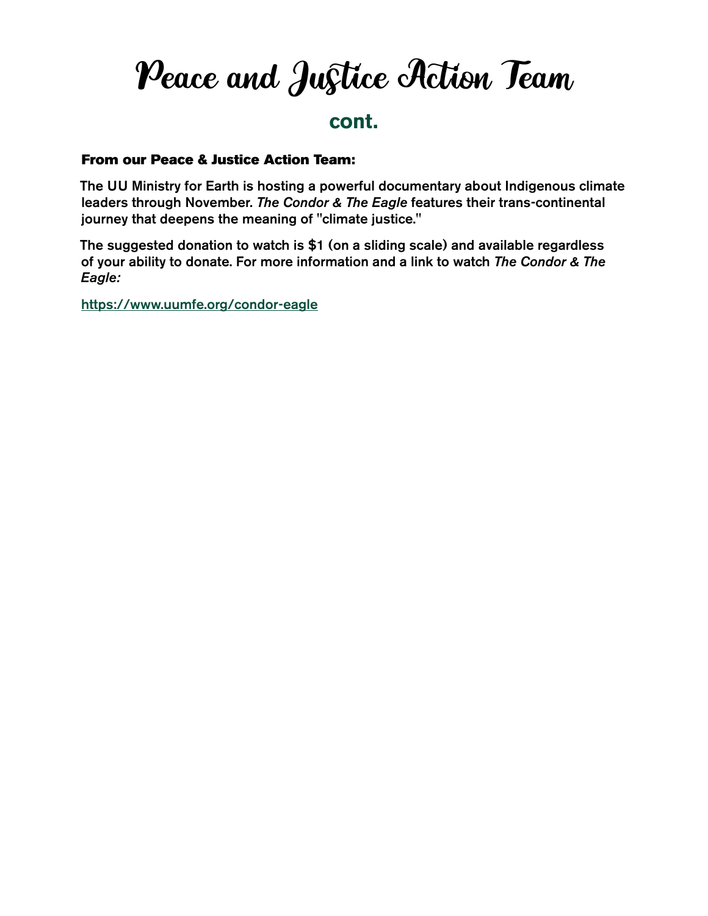# Peace and Justice Action Team

## cont.

**From our Peace & Justice Action Team:**

The UU Ministry for Earth is hosting a powerful documentary about Indigenous climate leaders through November. *The Condor & The Eagle* features their trans-continental journey that deepens the meaning of "climate justice."

The suggested donation to watch is $1 (on a sliding scale) and available regardless of your ability to donate. For more information and a link to watch *The Condor & The Eagle:*

https://www.uumfe.org/condor-eagle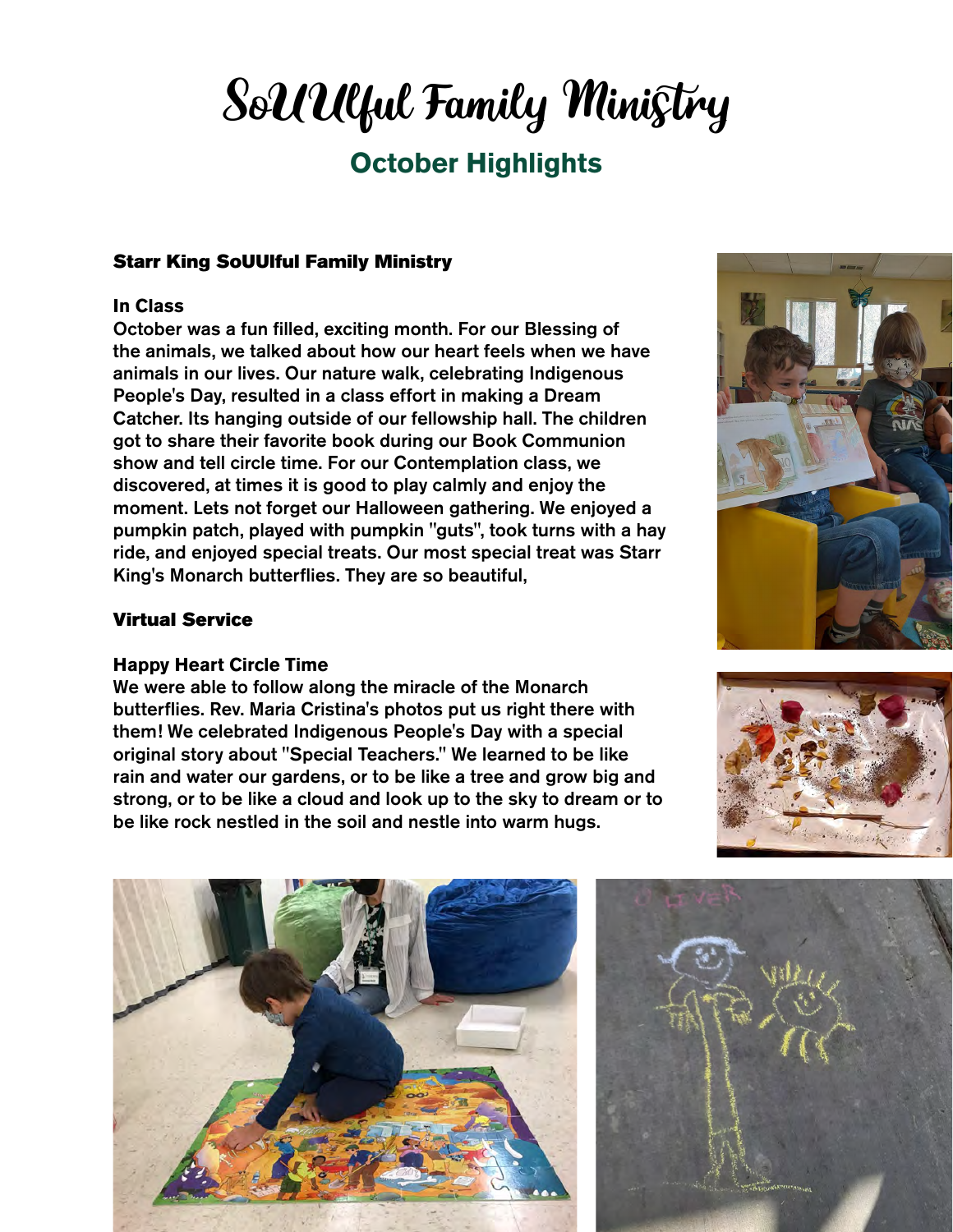# SoUUlful Family Ministry

## October Highlights

### Starr King SoUUlful Family Ministry

**In Class**

**October was a fun filled, exciting month. For our Blessing of the animals, we talked about how our heart feels when we have animals in our lives. Our nature walk, celebrating Indigenous People's Day, resulted in a class effort in making a Dream Catcher. Its hanging outside of our fellowship hall. The children got to share their favorite book during our Book Communion show and tell circle time. For our Contemplation class, we discovered, at times it is good to play calmly and enjoy the moment. Lets not forget our Halloween gathering. We enjoyed a pumpkin patch, played with pumpkin "guts", took turns with a hay ride, and enjoyed special treats. Our most special treat was Starr King's Monarch butterflies. They are so beautiful,**

### Virtual Service

**Happy Heart Circle Time**

**We were able to follow along the miracle of the Monarch butterflies. Rev. Maria Cristina's photos put us right there with them! We celebrated Indigenous People's Day with a special original story about "Special Teachers." We learned to be like rain and water our gardens, or to be like a tree and grow big and strong, or to be like a cloud and look up to the sky to dream or to be like rock nestled in the soil and nestle into warm hugs.**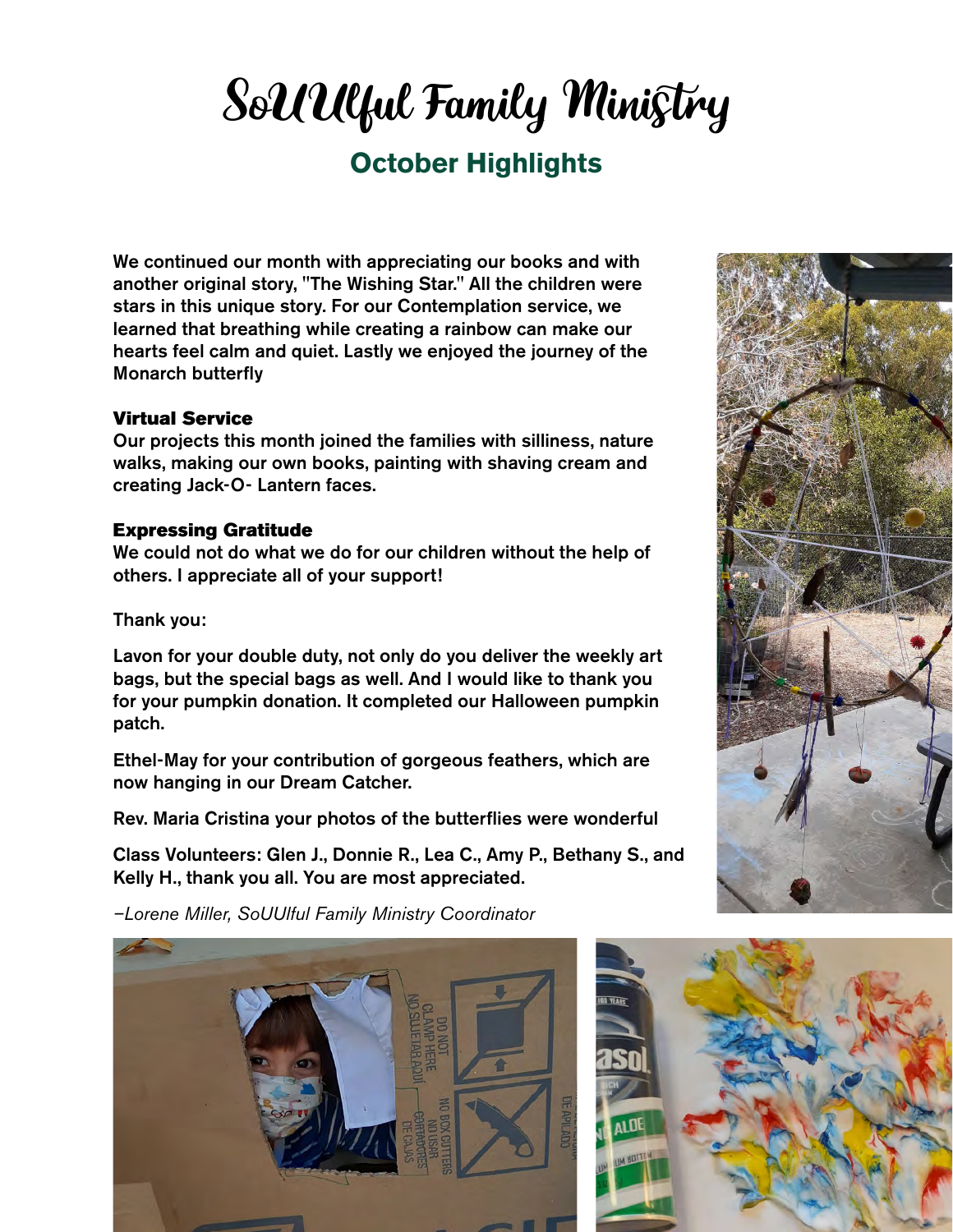# SoUUlful Family Ministry

## October Highlights

We continued our month with appreciating our books and with another original story, "The Wishing Star." All the children were stars in this unique story. For our Contemplation service, we learned that breathing while creating a rainbow can make our hearts feel calm and quiet. Lastly we enjoyed the journey of the Monarch butterfly

### Virtual Service

Our projects this month joined the families with silliness, nature walks, making our own books, painting with shaving cream and creating Jack-O- Lantern faces.

### Expressing Gratitude

We could not do what we do for our children without the help of others. I appreciate all of your support!

Thank you:

Lavon for your double duty, not only do you deliver the weekly art bags, but the special bags as well. And I would like to thank you for your pumpkin donation. It completed our Halloween pumpkin patch.

Ethel-May for your contribution of gorgeous feathers, which are now hanging in our Dream Catcher.

Rev. Maria Cristina your photos of the butterflies were wonderful

Class Volunteers: Glen J., Donnie R., Lea C., Amy P., Bethany S., and Kelly H., thank you all. You are most appreciated.

*–Lorene Miller, SoUUlful Family Ministry Coordinator*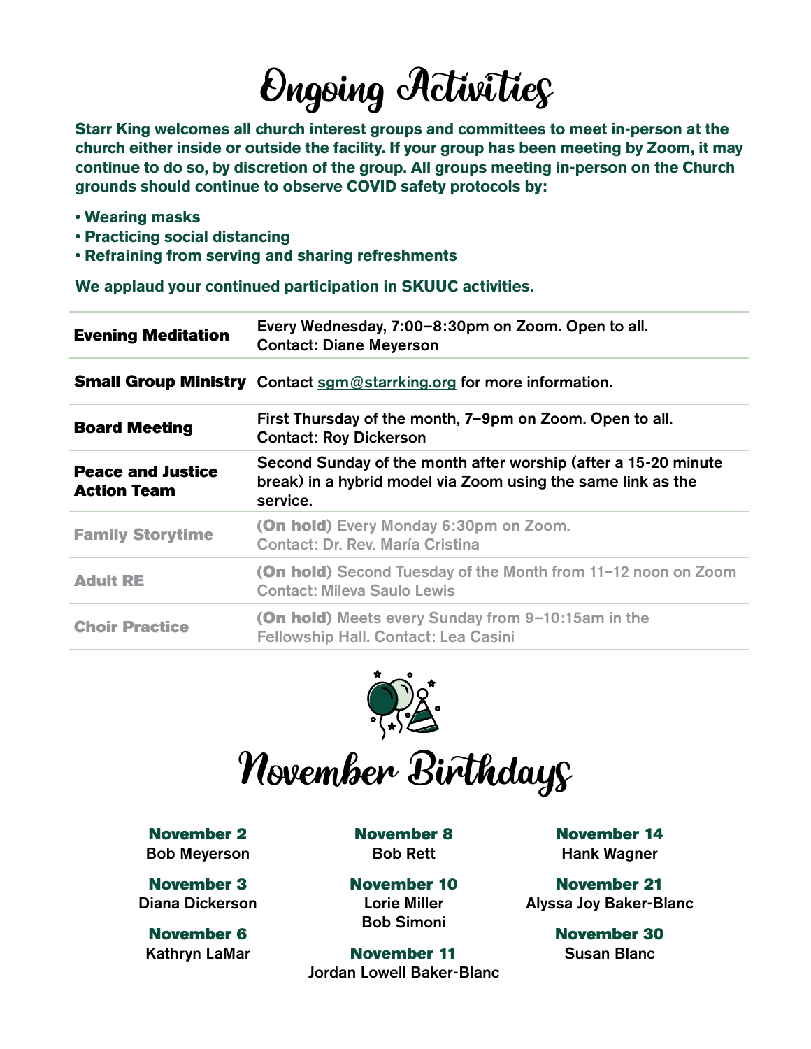# Ongoing Activities

**Starr King welcomes all church interest groups and committees to meet in-person at the church either inside or outside the facility. If your group has been meeting by Zoom, it may continue to do so, by discretion of the group. All groups meeting in-person on the Church grounds should continue to observe COVID safety protocols by:**

- **Wearing masks**
- **Practicing social distancing**
- **Refraining from serving and sharing refreshments**

**We applaud your continued participation in SKUUC activities.**

| | |
|---|---|
| **Evening Meditation** | Every Wednesday, 7:00–8:30pm on Zoom. Open to all. Contact: Diane Meyerson |
| **Small Group Ministry** | Contact sgm@starrking.org for more information. |
| **Board Meeting** | First Thursday of the month, 7–9pm on Zoom. Open to all. Contact: Roy Dickerson |
| **Peace and Justice Action Team** | Second Sunday of the month after worship (after a 15-20 minute break) in a hybrid model via Zoom using the same link as the service. |
| **Family Storytime** | **(On hold)** Every Monday 6:30pm on Zoom. Contact: Dr. Rev. María Cristina |
| **Adult RE** | **(On hold)** Second Tuesday of the Month from 11–12 noon on Zoom Contact: Mileva Saulo Lewis |
| **Choir Practice** | **(On hold)** Meets every Sunday from 9–10:15am in the Fellowship Hall. Contact: Lea Casini |

# November Birthdays

**November 2**
Bob Meyerson

**November 3**
Diana Dickerson

**November 6**
Kathryn LaMar

**November 8**
Bob Rett

**November 10**
Lorie Miller
Bob Simoni

**November 11**
Jordan Lowell Baker-Blanc

**November 14**
Hank Wagner

**November 21**
Alyssa Joy Baker-Blanc

**November 30**
Susan Blanc